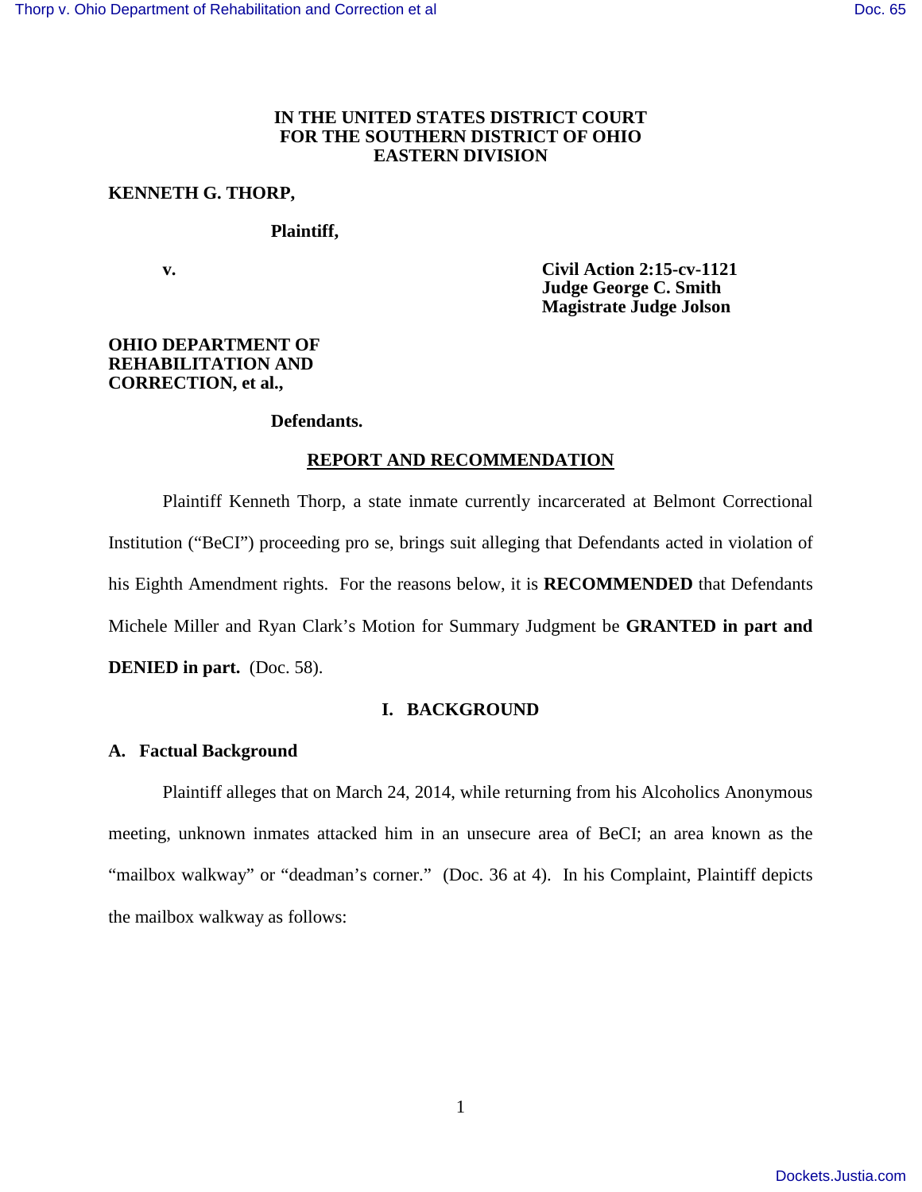IN THE UNITED STATES DISTRICT COURT
FOR THE SOUTHERN DISTRICT OF OHIO
EASTERN DIVISION

**KENNETH G. THORP,**

**Plaintiff,**

**v.**

**Civil Action 2:15-cv-1121**
**Judge George C. Smith**
**Magistrate Judge Jolson**

**OHIO DEPARTMENT OF REHABILITATION AND CORRECTION, et al.,**

**Defendants.**

## REPORT AND RECOMMENDATION

Plaintiff Kenneth Thorp, a state inmate currently incarcerated at Belmont Correctional Institution ("BeCI") proceeding pro se, brings suit alleging that Defendants acted in violation of his Eighth Amendment rights. For the reasons below, it is **RECOMMENDED** that Defendants Michele Miller and Ryan Clark's Motion for Summary Judgment be **GRANTED in part and DENIED in part.** (Doc. 58).

## I. BACKGROUND

### A. Factual Background

Plaintiff alleges that on March 24, 2014, while returning from his Alcoholics Anonymous meeting, unknown inmates attacked him in an unsecure area of BeCI; an area known as the "mailbox walkway" or "deadman's corner." (Doc. 36 at 4). In his Complaint, Plaintiff depicts the mailbox walkway as follows: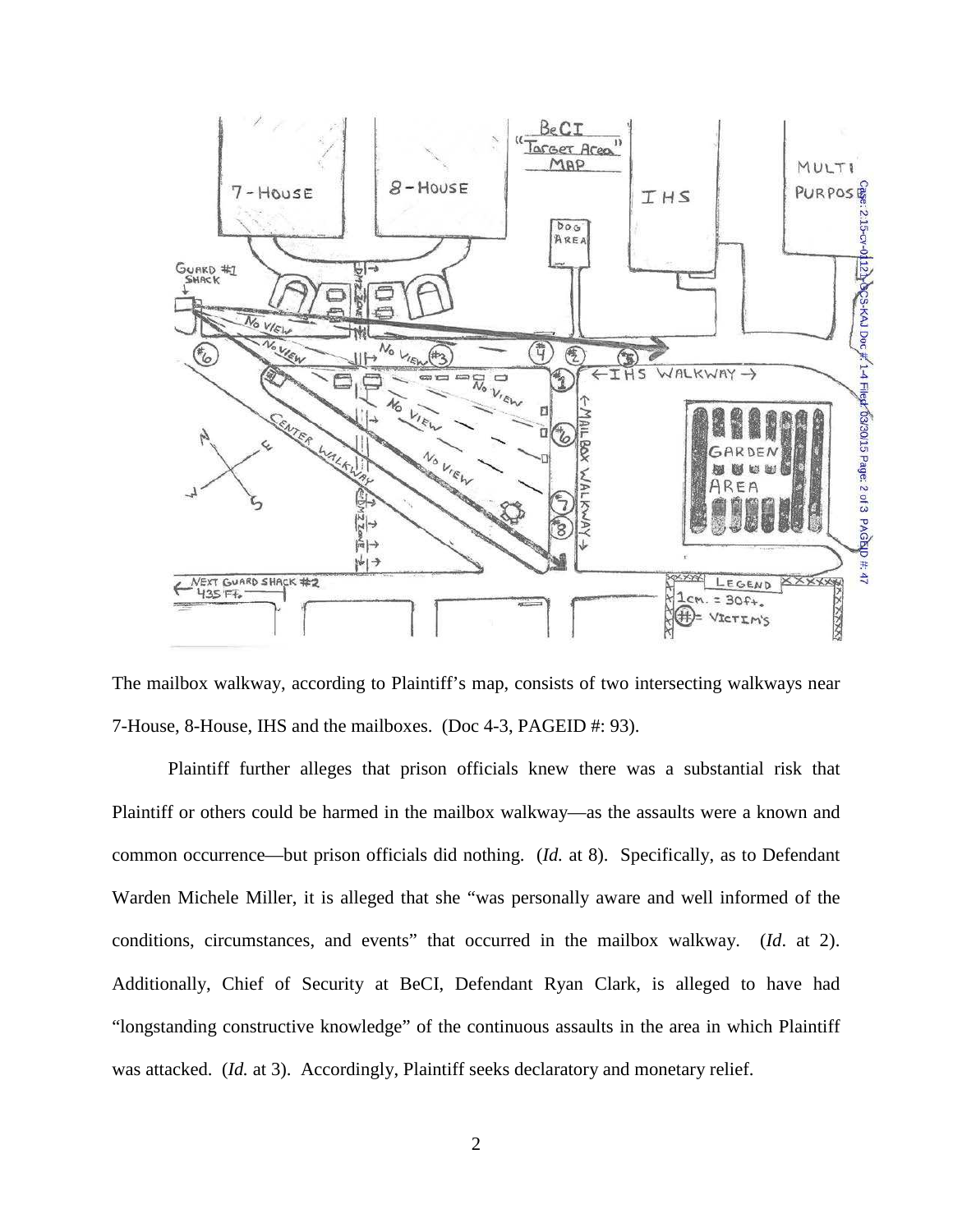The mailbox walkway, according to Plaintiff's map, consists of two intersecting walkways near 7-House, 8-House, IHS and the mailboxes. (Doc 4-3, PAGEID #: 93).

Plaintiff further alleges that prison officials knew there was a substantial risk that Plaintiff or others could be harmed in the mailbox walkway—as the assaults were a known and common occurrence—but prison officials did nothing. (*Id.* at 8). Specifically, as to Defendant Warden Michele Miller, it is alleged that she "was personally aware and well informed of the conditions, circumstances, and events" that occurred in the mailbox walkway. (*Id*. at 2). Additionally, Chief of Security at BeCI, Defendant Ryan Clark, is alleged to have had "longstanding constructive knowledge" of the continuous assaults in the area in which Plaintiff was attacked. (*Id.* at 3). Accordingly, Plaintiff seeks declaratory and monetary relief.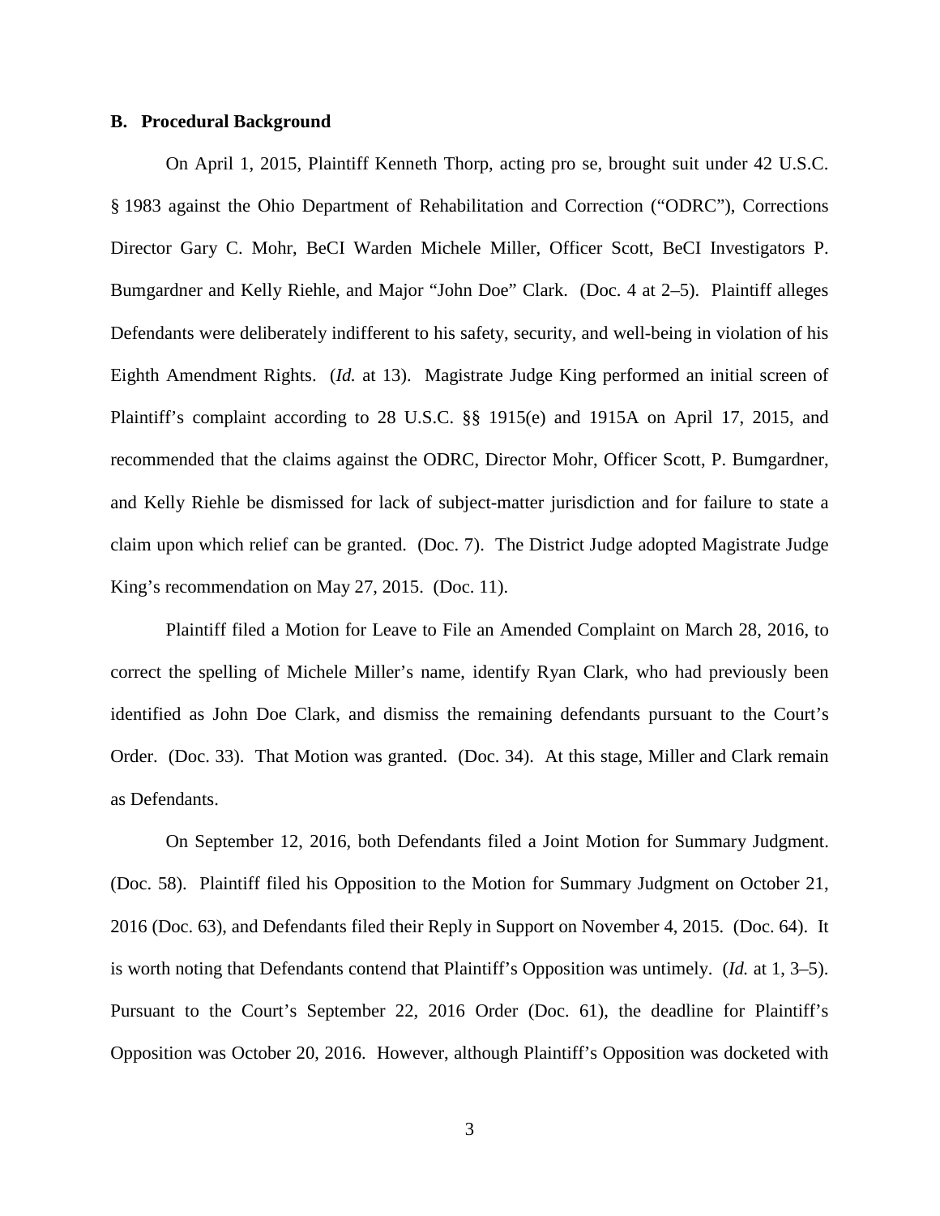### B. Procedural Background

On April 1, 2015, Plaintiff Kenneth Thorp, acting pro se, brought suit under 42 U.S.C. § 1983 against the Ohio Department of Rehabilitation and Correction ("ODRC"), Corrections Director Gary C. Mohr, BeCI Warden Michele Miller, Officer Scott, BeCI Investigators P. Bumgardner and Kelly Riehle, and Major "John Doe" Clark. (Doc. 4 at 2–5). Plaintiff alleges Defendants were deliberately indifferent to his safety, security, and well-being in violation of his Eighth Amendment Rights. (*Id.* at 13). Magistrate Judge King performed an initial screen of Plaintiff's complaint according to 28 U.S.C. §§ 1915(e) and 1915A on April 17, 2015, and recommended that the claims against the ODRC, Director Mohr, Officer Scott, P. Bumgardner, and Kelly Riehle be dismissed for lack of subject-matter jurisdiction and for failure to state a claim upon which relief can be granted. (Doc. 7). The District Judge adopted Magistrate Judge King's recommendation on May 27, 2015. (Doc. 11).

Plaintiff filed a Motion for Leave to File an Amended Complaint on March 28, 2016, to correct the spelling of Michele Miller's name, identify Ryan Clark, who had previously been identified as John Doe Clark, and dismiss the remaining defendants pursuant to the Court's Order. (Doc. 33). That Motion was granted. (Doc. 34). At this stage, Miller and Clark remain as Defendants.

On September 12, 2016, both Defendants filed a Joint Motion for Summary Judgment. (Doc. 58). Plaintiff filed his Opposition to the Motion for Summary Judgment on October 21, 2016 (Doc. 63), and Defendants filed their Reply in Support on November 4, 2015. (Doc. 64). It is worth noting that Defendants contend that Plaintiff's Opposition was untimely. (*Id.* at 1, 3–5). Pursuant to the Court's September 22, 2016 Order (Doc. 61), the deadline for Plaintiff's Opposition was October 20, 2016. However, although Plaintiff's Opposition was docketed with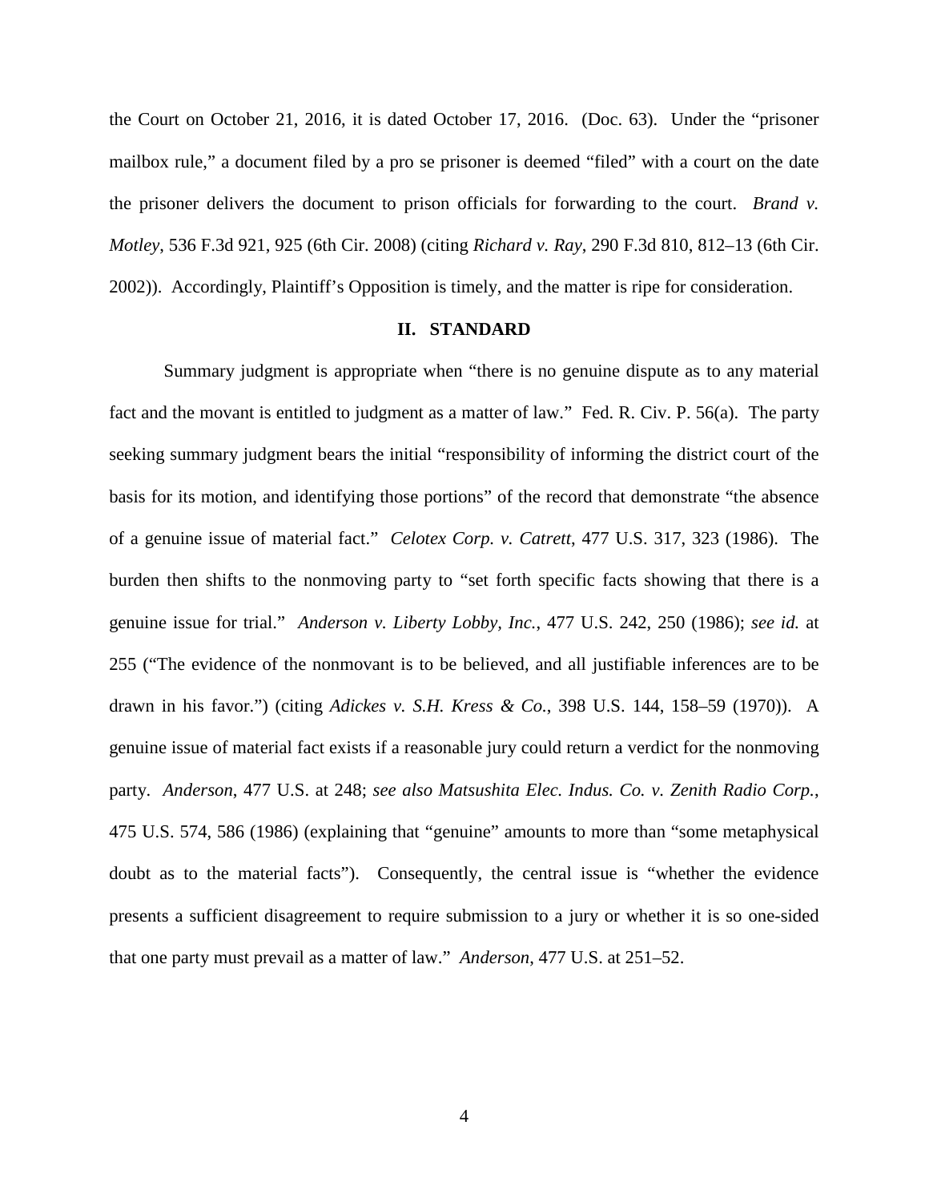the Court on October 21, 2016, it is dated October 17, 2016. (Doc. 63). Under the "prisoner mailbox rule," a document filed by a pro se prisoner is deemed "filed" with a court on the date the prisoner delivers the document to prison officials for forwarding to the court. *Brand v. Motley*, 536 F.3d 921, 925 (6th Cir. 2008) (citing *Richard v. Ray*, 290 F.3d 810, 812–13 (6th Cir. 2002)). Accordingly, Plaintiff's Opposition is timely, and the matter is ripe for consideration.

## II. STANDARD

Summary judgment is appropriate when "there is no genuine dispute as to any material fact and the movant is entitled to judgment as a matter of law." Fed. R. Civ. P. 56(a). The party seeking summary judgment bears the initial "responsibility of informing the district court of the basis for its motion, and identifying those portions" of the record that demonstrate "the absence of a genuine issue of material fact." *Celotex Corp. v. Catrett*, 477 U.S. 317, 323 (1986). The burden then shifts to the nonmoving party to "set forth specific facts showing that there is a genuine issue for trial." *Anderson v. Liberty Lobby, Inc.*, 477 U.S. 242, 250 (1986); *see id.* at 255 ("The evidence of the nonmovant is to be believed, and all justifiable inferences are to be drawn in his favor.") (citing *Adickes v. S.H. Kress & Co.*, 398 U.S. 144, 158–59 (1970)). A genuine issue of material fact exists if a reasonable jury could return a verdict for the nonmoving party. *Anderson*, 477 U.S. at 248; *see also Matsushita Elec. Indus. Co. v. Zenith Radio Corp.*, 475 U.S. 574, 586 (1986) (explaining that "genuine" amounts to more than "some metaphysical doubt as to the material facts"). Consequently, the central issue is "whether the evidence presents a sufficient disagreement to require submission to a jury or whether it is so one-sided that one party must prevail as a matter of law." *Anderson*, 477 U.S. at 251–52.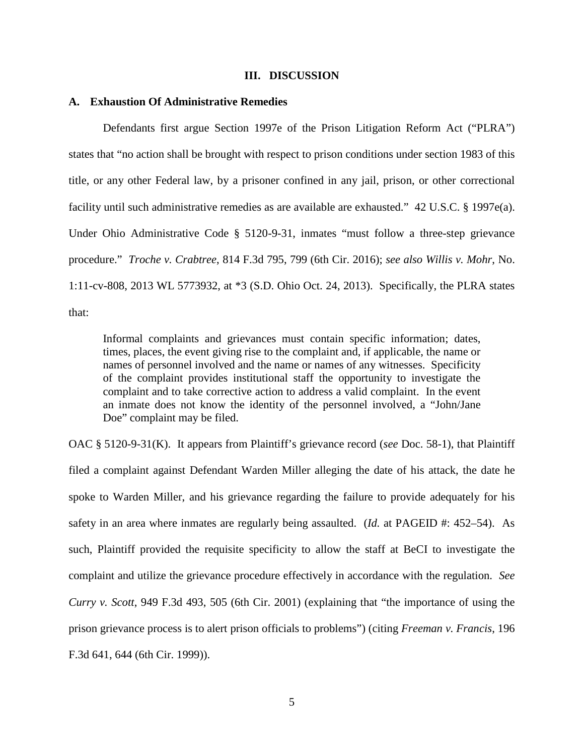## III. DISCUSSION

### A. Exhaustion Of Administrative Remedies

Defendants first argue Section 1997e of the Prison Litigation Reform Act ("PLRA") states that "no action shall be brought with respect to prison conditions under section 1983 of this title, or any other Federal law, by a prisoner confined in any jail, prison, or other correctional facility until such administrative remedies as are available are exhausted." 42 U.S.C. § 1997e(a). Under Ohio Administrative Code § 5120-9-31, inmates "must follow a three-step grievance procedure." *Troche v. Crabtree*, 814 F.3d 795, 799 (6th Cir. 2016); *see also Willis v. Mohr*, No. 1:11-cv-808, 2013 WL 5773932, at *3 (S.D. Ohio Oct. 24, 2013). Specifically, the PLRA states that:

> Informal complaints and grievances must contain specific information; dates, times, places, the event giving rise to the complaint and, if applicable, the name or names of personnel involved and the name or names of any witnesses. Specificity of the complaint provides institutional staff the opportunity to investigate the complaint and to take corrective action to address a valid complaint. In the event an inmate does not know the identity of the personnel involved, a "John/Jane Doe" complaint may be filed.

OAC § 5120-9-31(K). It appears from Plaintiff's grievance record (*see* Doc. 58-1), that Plaintiff filed a complaint against Defendant Warden Miller alleging the date of his attack, the date he spoke to Warden Miller, and his grievance regarding the failure to provide adequately for his safety in an area where inmates are regularly being assaulted. (*Id.* at PAGEID #: 452–54). As such, Plaintiff provided the requisite specificity to allow the staff at BeCI to investigate the complaint and utilize the grievance procedure effectively in accordance with the regulation. *See Curry v. Scott*, 949 F.3d 493, 505 (6th Cir. 2001) (explaining that "the importance of using the prison grievance process is to alert prison officials to problems") (citing *Freeman v. Francis*, 196 F.3d 641, 644 (6th Cir. 1999)).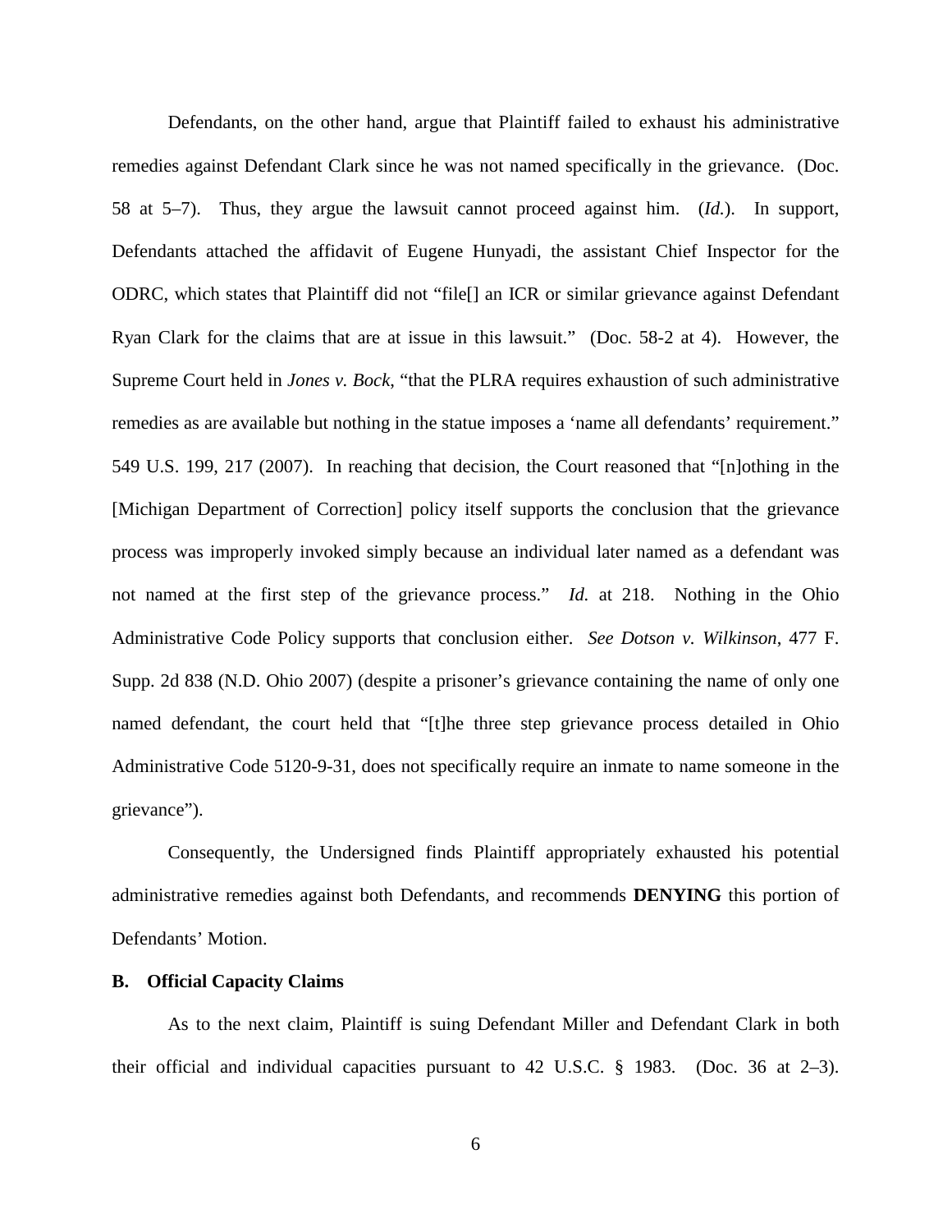Defendants, on the other hand, argue that Plaintiff failed to exhaust his administrative remedies against Defendant Clark since he was not named specifically in the grievance. (Doc. 58 at 5–7). Thus, they argue the lawsuit cannot proceed against him. (*Id.*). In support, Defendants attached the affidavit of Eugene Hunyadi, the assistant Chief Inspector for the ODRC, which states that Plaintiff did not "file[] an ICR or similar grievance against Defendant Ryan Clark for the claims that are at issue in this lawsuit." (Doc. 58-2 at 4). However, the Supreme Court held in *Jones v. Bock*, "that the PLRA requires exhaustion of such administrative remedies as are available but nothing in the statue imposes a 'name all defendants' requirement." 549 U.S. 199, 217 (2007). In reaching that decision, the Court reasoned that "[n]othing in the [Michigan Department of Correction] policy itself supports the conclusion that the grievance process was improperly invoked simply because an individual later named as a defendant was not named at the first step of the grievance process." *Id.* at 218. Nothing in the Ohio Administrative Code Policy supports that conclusion either. *See Dotson v. Wilkinson*, 477 F. Supp. 2d 838 (N.D. Ohio 2007) (despite a prisoner's grievance containing the name of only one named defendant, the court held that "[t]he three step grievance process detailed in Ohio Administrative Code 5120-9-31, does not specifically require an inmate to name someone in the grievance").

Consequently, the Undersigned finds Plaintiff appropriately exhausted his potential administrative remedies against both Defendants, and recommends **DENYING** this portion of Defendants' Motion.

### B. Official Capacity Claims

As to the next claim, Plaintiff is suing Defendant Miller and Defendant Clark in both their official and individual capacities pursuant to 42 U.S.C. § 1983. (Doc. 36 at 2–3).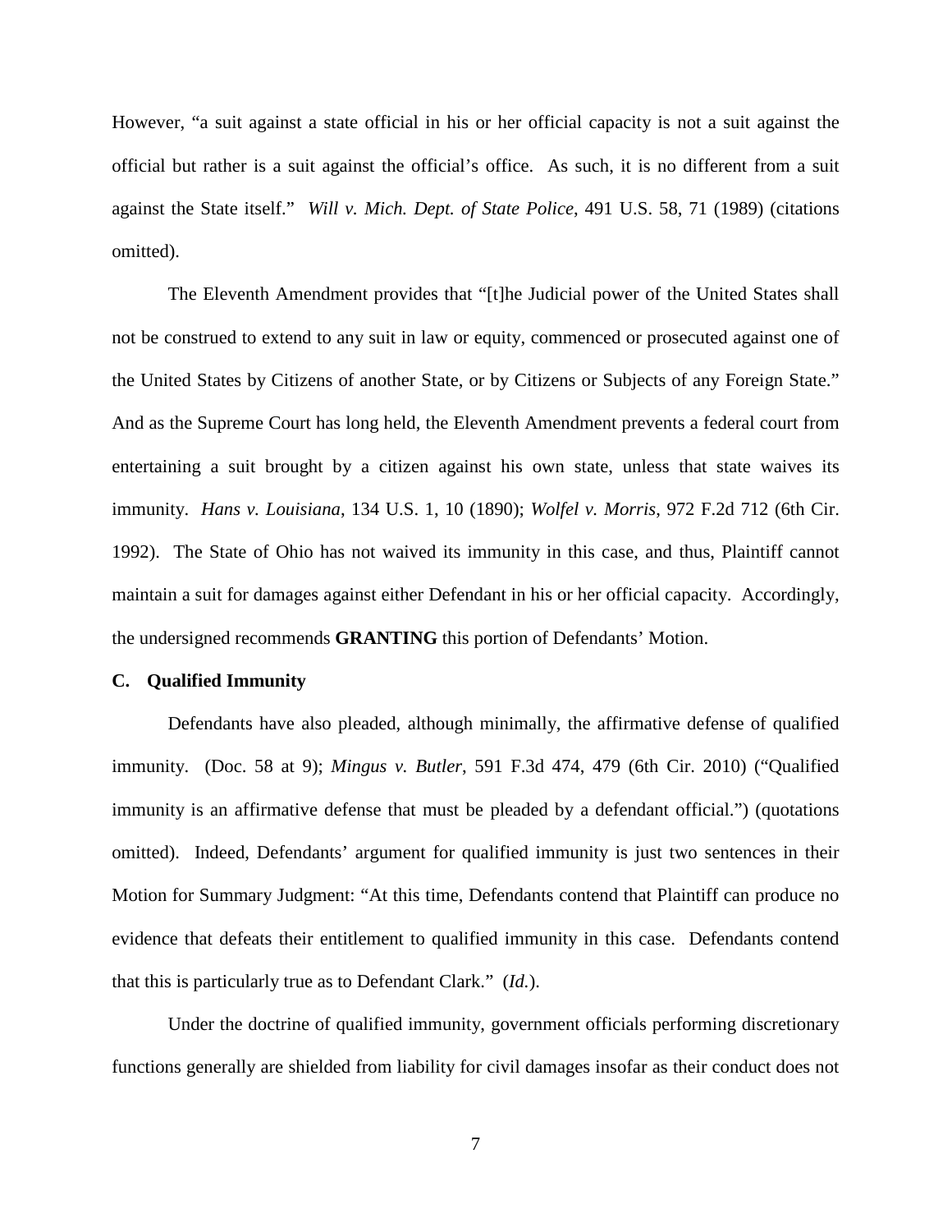However, "a suit against a state official in his or her official capacity is not a suit against the official but rather is a suit against the official's office. As such, it is no different from a suit against the State itself." *Will v. Mich. Dept. of State Police*, 491 U.S. 58, 71 (1989) (citations omitted).

The Eleventh Amendment provides that "[t]he Judicial power of the United States shall not be construed to extend to any suit in law or equity, commenced or prosecuted against one of the United States by Citizens of another State, or by Citizens or Subjects of any Foreign State." And as the Supreme Court has long held, the Eleventh Amendment prevents a federal court from entertaining a suit brought by a citizen against his own state, unless that state waives its immunity. *Hans v. Louisiana*, 134 U.S. 1, 10 (1890); *Wolfel v. Morris*, 972 F.2d 712 (6th Cir. 1992). The State of Ohio has not waived its immunity in this case, and thus, Plaintiff cannot maintain a suit for damages against either Defendant in his or her official capacity. Accordingly, the undersigned recommends **GRANTING** this portion of Defendants' Motion.

### C. Qualified Immunity

Defendants have also pleaded, although minimally, the affirmative defense of qualified immunity. (Doc. 58 at 9); *Mingus v. Butler*, 591 F.3d 474, 479 (6th Cir. 2010) ("Qualified immunity is an affirmative defense that must be pleaded by a defendant official.") (quotations omitted). Indeed, Defendants' argument for qualified immunity is just two sentences in their Motion for Summary Judgment: "At this time, Defendants contend that Plaintiff can produce no evidence that defeats their entitlement to qualified immunity in this case. Defendants contend that this is particularly true as to Defendant Clark." (*Id.*).

Under the doctrine of qualified immunity, government officials performing discretionary functions generally are shielded from liability for civil damages insofar as their conduct does not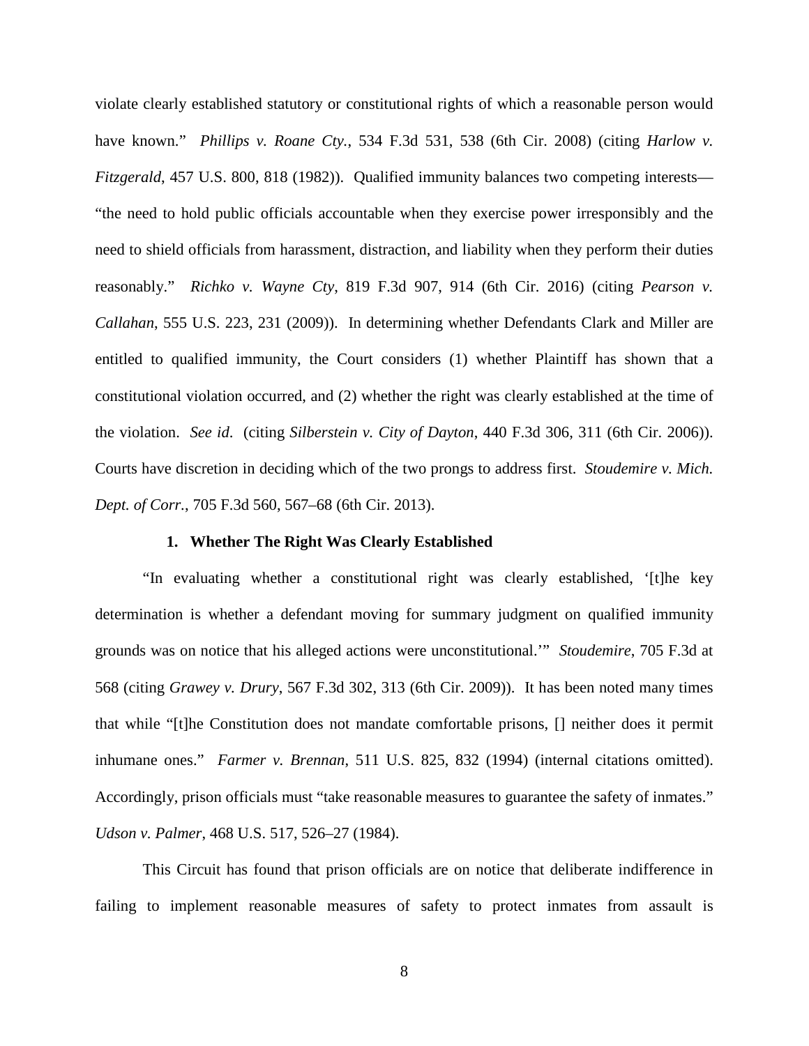violate clearly established statutory or constitutional rights of which a reasonable person would have known." *Phillips v. Roane Cty.*, 534 F.3d 531, 538 (6th Cir. 2008) (citing *Harlow v. Fitzgerald*, 457 U.S. 800, 818 (1982)). Qualified immunity balances two competing interests—"the need to hold public officials accountable when they exercise power irresponsibly and the need to shield officials from harassment, distraction, and liability when they perform their duties reasonably." *Richko v. Wayne Cty*, 819 F.3d 907, 914 (6th Cir. 2016) (citing *Pearson v. Callahan*, 555 U.S. 223, 231 (2009)). In determining whether Defendants Clark and Miller are entitled to qualified immunity, the Court considers (1) whether Plaintiff has shown that a constitutional violation occurred, and (2) whether the right was clearly established at the time of the violation. *See id*. (citing *Silberstein v. City of Dayton*, 440 F.3d 306, 311 (6th Cir. 2006)). Courts have discretion in deciding which of the two prongs to address first. *Stoudemire v. Mich. Dept. of Corr.*, 705 F.3d 560, 567–68 (6th Cir. 2013).

**1. Whether The Right Was Clearly Established**

"In evaluating whether a constitutional right was clearly established, '[t]he key determination is whether a defendant moving for summary judgment on qualified immunity grounds was on notice that his alleged actions were unconstitutional.'" *Stoudemire*, 705 F.3d at 568 (citing *Grawey v. Drury*, 567 F.3d 302, 313 (6th Cir. 2009)). It has been noted many times that while "[t]he Constitution does not mandate comfortable prisons, [] neither does it permit inhumane ones." *Farmer v. Brennan*, 511 U.S. 825, 832 (1994) (internal citations omitted). Accordingly, prison officials must "take reasonable measures to guarantee the safety of inmates." *Udson v. Palmer*, 468 U.S. 517, 526–27 (1984).

This Circuit has found that prison officials are on notice that deliberate indifference in failing to implement reasonable measures of safety to protect inmates from assault is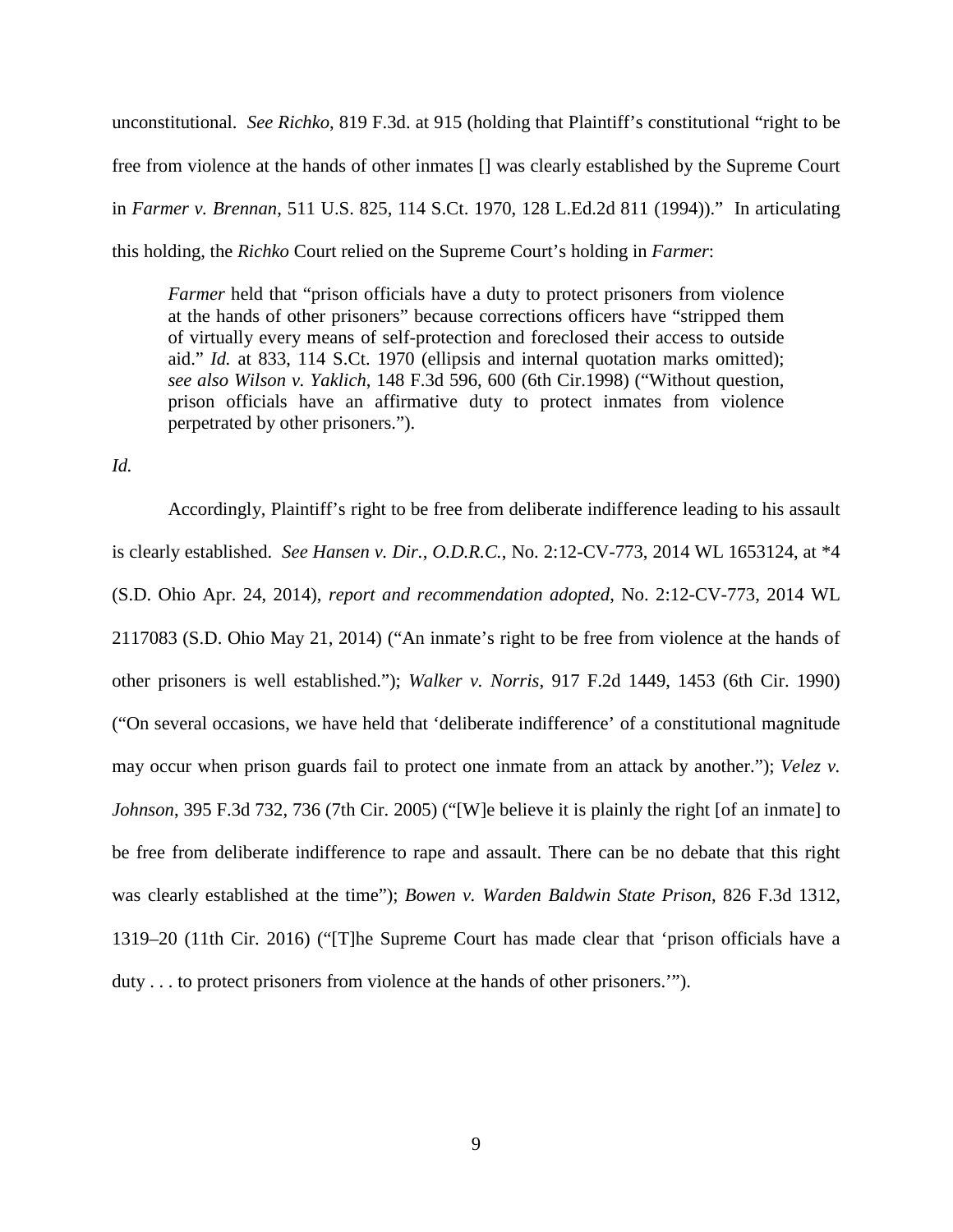unconstitutional. *See Richko*, 819 F.3d. at 915 (holding that Plaintiff's constitutional "right to be free from violence at the hands of other inmates [] was clearly established by the Supreme Court in *Farmer v. Brennan*, 511 U.S. 825, 114 S.Ct. 1970, 128 L.Ed.2d 811 (1994))." In articulating this holding, the *Richko* Court relied on the Supreme Court's holding in *Farmer*:

> *Farmer* held that "prison officials have a duty to protect prisoners from violence at the hands of other prisoners" because corrections officers have "stripped them of virtually every means of self-protection and foreclosed their access to outside aid." *Id.* at 833, 114 S.Ct. 1970 (ellipsis and internal quotation marks omitted); *see also Wilson v. Yaklich*, 148 F.3d 596, 600 (6th Cir.1998) ("Without question, prison officials have an affirmative duty to protect inmates from violence perpetrated by other prisoners.").

*Id.*

Accordingly, Plaintiff's right to be free from deliberate indifference leading to his assault is clearly established. *See Hansen v. Dir., O.D.R.C.*, No. 2:12-CV-773, 2014 WL 1653124, at *4 (S.D. Ohio Apr. 24, 2014), *report and recommendation adopted*, No. 2:12-CV-773, 2014 WL 2117083 (S.D. Ohio May 21, 2014) ("An inmate's right to be free from violence at the hands of other prisoners is well established."); *Walker v. Norris*, 917 F.2d 1449, 1453 (6th Cir. 1990) ("On several occasions, we have held that 'deliberate indifference' of a constitutional magnitude may occur when prison guards fail to protect one inmate from an attack by another."); *Velez v. Johnson*, 395 F.3d 732, 736 (7th Cir. 2005) ("[W]e believe it is plainly the right [of an inmate] to be free from deliberate indifference to rape and assault. There can be no debate that this right was clearly established at the time"); *Bowen v. Warden Baldwin State Prison*, 826 F.3d 1312, 1319–20 (11th Cir. 2016) ("[T]he Supreme Court has made clear that 'prison officials have a duty . . . to protect prisoners from violence at the hands of other prisoners.'").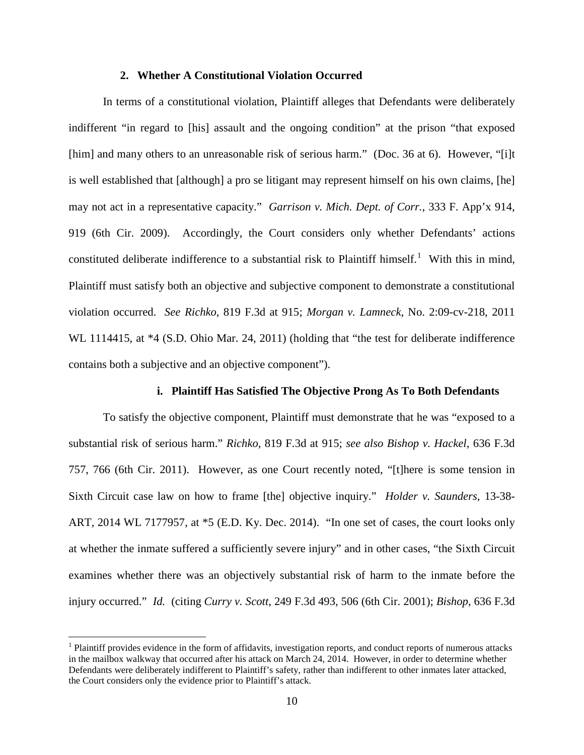### 2. Whether A Constitutional Violation Occurred

In terms of a constitutional violation, Plaintiff alleges that Defendants were deliberately indifferent "in regard to [his] assault and the ongoing condition" at the prison "that exposed [him] and many others to an unreasonable risk of serious harm." (Doc. 36 at 6). However, "[i]t is well established that [although] a pro se litigant may represent himself on his own claims, [he] may not act in a representative capacity." *Garrison v. Mich. Dept. of Corr.*, 333 F. App'x 914, 919 (6th Cir. 2009). Accordingly, the Court considers only whether Defendants' actions constituted deliberate indifference to a substantial risk to Plaintiff himself.[1] With this in mind, Plaintiff must satisfy both an objective and subjective component to demonstrate a constitutional violation occurred. *See Richko*, 819 F.3d at 915; *Morgan v. Lamneck*, No. 2:09-cv-218, 2011 WL 1114415, at *4 (S.D. Ohio Mar. 24, 2011) (holding that "the test for deliberate indifference contains both a subjective and an objective component").

#### i. Plaintiff Has Satisfied The Objective Prong As To Both Defendants

To satisfy the objective component, Plaintiff must demonstrate that he was "exposed to a substantial risk of serious harm." *Richko*, 819 F.3d at 915; *see also Bishop v. Hackel*, 636 F.3d 757, 766 (6th Cir. 2011). However, as one Court recently noted, "[t]here is some tension in Sixth Circuit case law on how to frame [the] objective inquiry." *Holder v. Saunders*, 13-38-ART, 2014 WL 7177957, at *5 (E.D. Ky. Dec. 2014). "In one set of cases, the court looks only at whether the inmate suffered a sufficiently severe injury" and in other cases, "the Sixth Circuit examines whether there was an objectively substantial risk of harm to the inmate before the injury occurred." *Id.* (citing *Curry v. Scott*, 249 F.3d 493, 506 (6th Cir. 2001); *Bishop*, 636 F.3d

[1] Plaintiff provides evidence in the form of affidavits, investigation reports, and conduct reports of numerous attacks in the mailbox walkway that occurred after his attack on March 24, 2014. However, in order to determine whether Defendants were deliberately indifferent to Plaintiff's safety, rather than indifferent to other inmates later attacked, the Court considers only the evidence prior to Plaintiff's attack.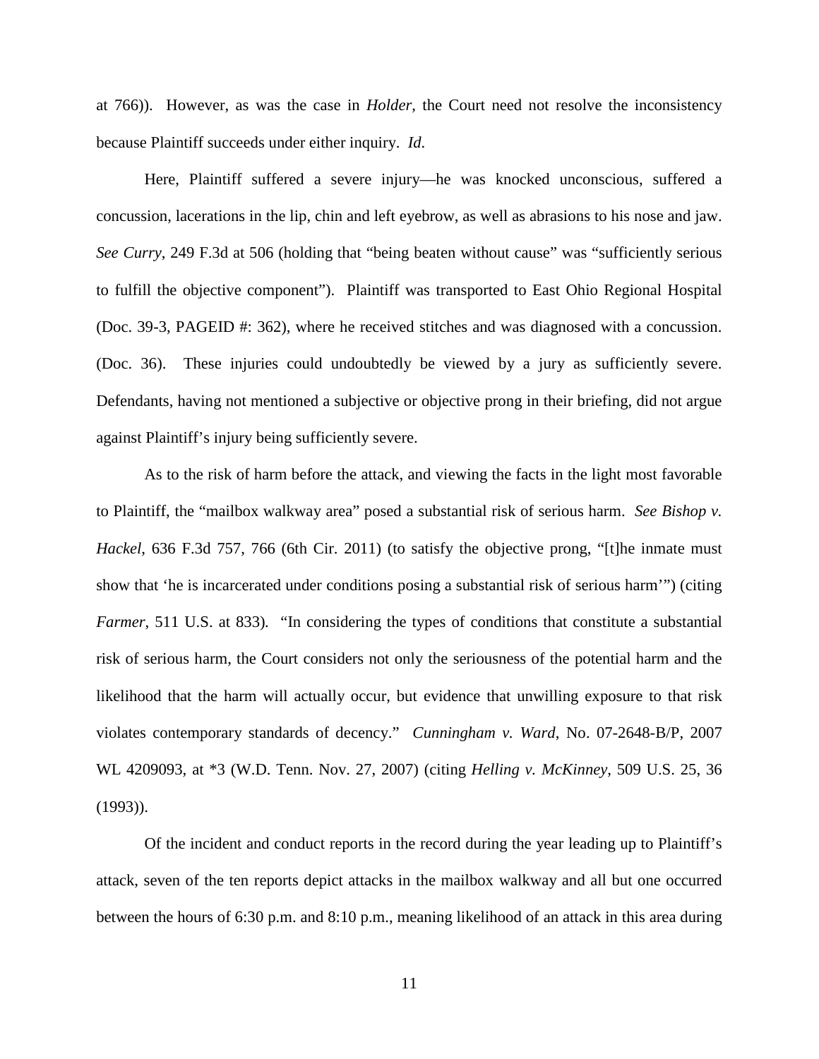at 766)). However, as was the case in *Holder*, the Court need not resolve the inconsistency because Plaintiff succeeds under either inquiry. *Id*.

Here, Plaintiff suffered a severe injury—he was knocked unconscious, suffered a concussion, lacerations in the lip, chin and left eyebrow, as well as abrasions to his nose and jaw. *See Curry*, 249 F.3d at 506 (holding that "being beaten without cause" was "sufficiently serious to fulfill the objective component"). Plaintiff was transported to East Ohio Regional Hospital (Doc. 39-3, PAGEID #: 362), where he received stitches and was diagnosed with a concussion. (Doc. 36). These injuries could undoubtedly be viewed by a jury as sufficiently severe. Defendants, having not mentioned a subjective or objective prong in their briefing, did not argue against Plaintiff's injury being sufficiently severe.

As to the risk of harm before the attack, and viewing the facts in the light most favorable to Plaintiff, the "mailbox walkway area" posed a substantial risk of serious harm. *See Bishop v. Hackel*, 636 F.3d 757, 766 (6th Cir. 2011) (to satisfy the objective prong, "[t]he inmate must show that 'he is incarcerated under conditions posing a substantial risk of serious harm'") (citing *Farmer*, 511 U.S. at 833). "In considering the types of conditions that constitute a substantial risk of serious harm, the Court considers not only the seriousness of the potential harm and the likelihood that the harm will actually occur, but evidence that unwilling exposure to that risk violates contemporary standards of decency." *Cunningham v. Ward*, No. 07-2648-B/P, 2007 WL 4209093, at *3 (W.D. Tenn. Nov. 27, 2007) (citing *Helling v. McKinney*, 509 U.S. 25, 36 (1993)).

Of the incident and conduct reports in the record during the year leading up to Plaintiff's attack, seven of the ten reports depict attacks in the mailbox walkway and all but one occurred between the hours of 6:30 p.m. and 8:10 p.m., meaning likelihood of an attack in this area during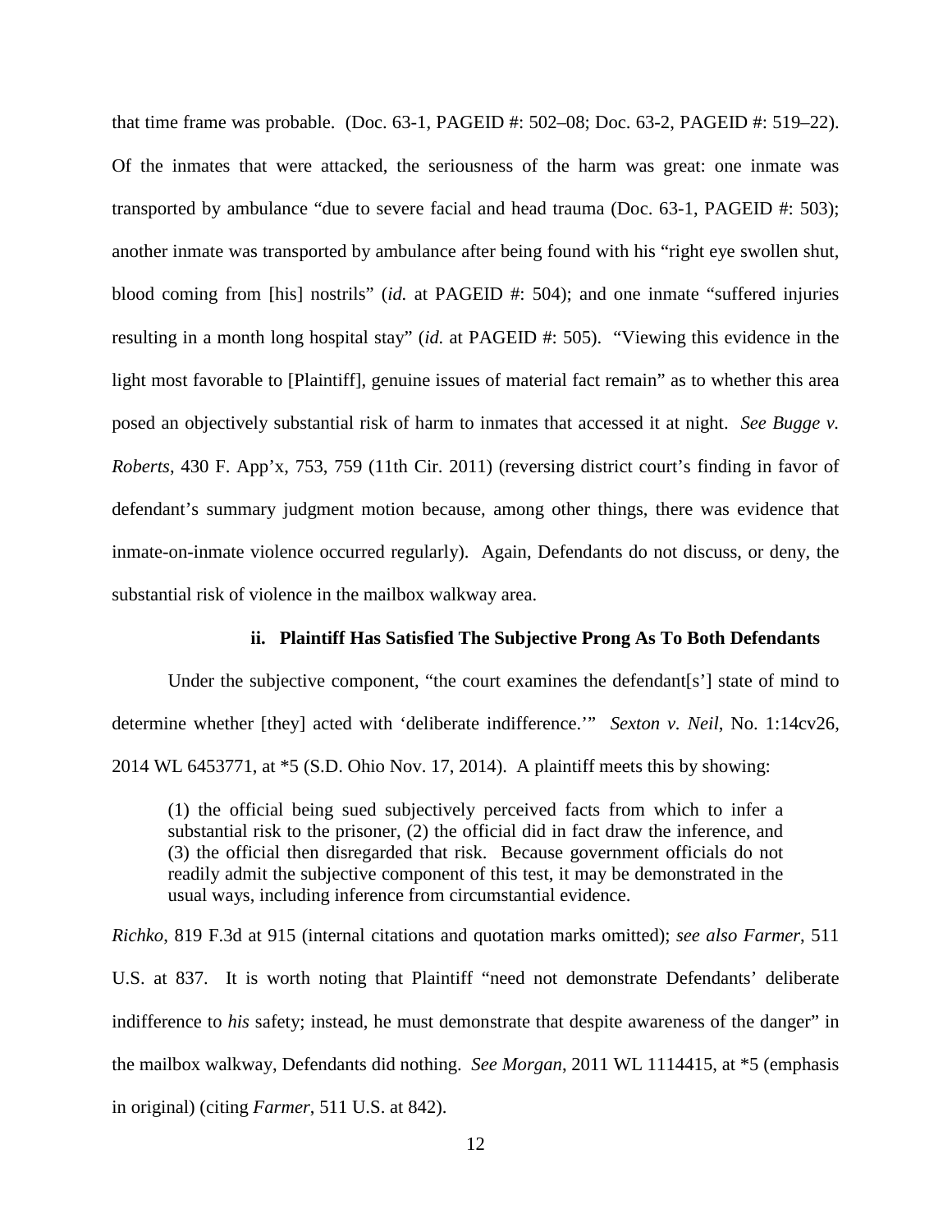that time frame was probable. (Doc. 63-1, PAGEID #: 502–08; Doc. 63-2, PAGEID #: 519–22). Of the inmates that were attacked, the seriousness of the harm was great: one inmate was transported by ambulance "due to severe facial and head trauma (Doc. 63-1, PAGEID #: 503); another inmate was transported by ambulance after being found with his "right eye swollen shut, blood coming from [his] nostrils" (*id.* at PAGEID #: 504); and one inmate "suffered injuries resulting in a month long hospital stay" (*id.* at PAGEID #: 505). "Viewing this evidence in the light most favorable to [Plaintiff], genuine issues of material fact remain" as to whether this area posed an objectively substantial risk of harm to inmates that accessed it at night. *See Bugge v. Roberts*, 430 F. App'x, 753, 759 (11th Cir. 2011) (reversing district court's finding in favor of defendant's summary judgment motion because, among other things, there was evidence that inmate-on-inmate violence occurred regularly). Again, Defendants do not discuss, or deny, the substantial risk of violence in the mailbox walkway area.

**ii. Plaintiff Has Satisfied The Subjective Prong As To Both Defendants**

Under the subjective component, "the court examines the defendant[s'] state of mind to determine whether [they] acted with 'deliberate indifference.'" *Sexton v. Neil*, No. 1:14cv26, 2014 WL 6453771, at *5 (S.D. Ohio Nov. 17, 2014). A plaintiff meets this by showing:

> (1) the official being sued subjectively perceived facts from which to infer a substantial risk to the prisoner, (2) the official did in fact draw the inference, and (3) the official then disregarded that risk. Because government officials do not readily admit the subjective component of this test, it may be demonstrated in the usual ways, including inference from circumstantial evidence.

*Richko*, 819 F.3d at 915 (internal citations and quotation marks omitted); *see also Farmer*, 511 U.S. at 837. It is worth noting that Plaintiff "need not demonstrate Defendants' deliberate indifference to *his* safety; instead, he must demonstrate that despite awareness of the danger" in the mailbox walkway, Defendants did nothing. *See Morgan*, 2011 WL 1114415, at *5 (emphasis in original) (citing *Farmer*, 511 U.S. at 842).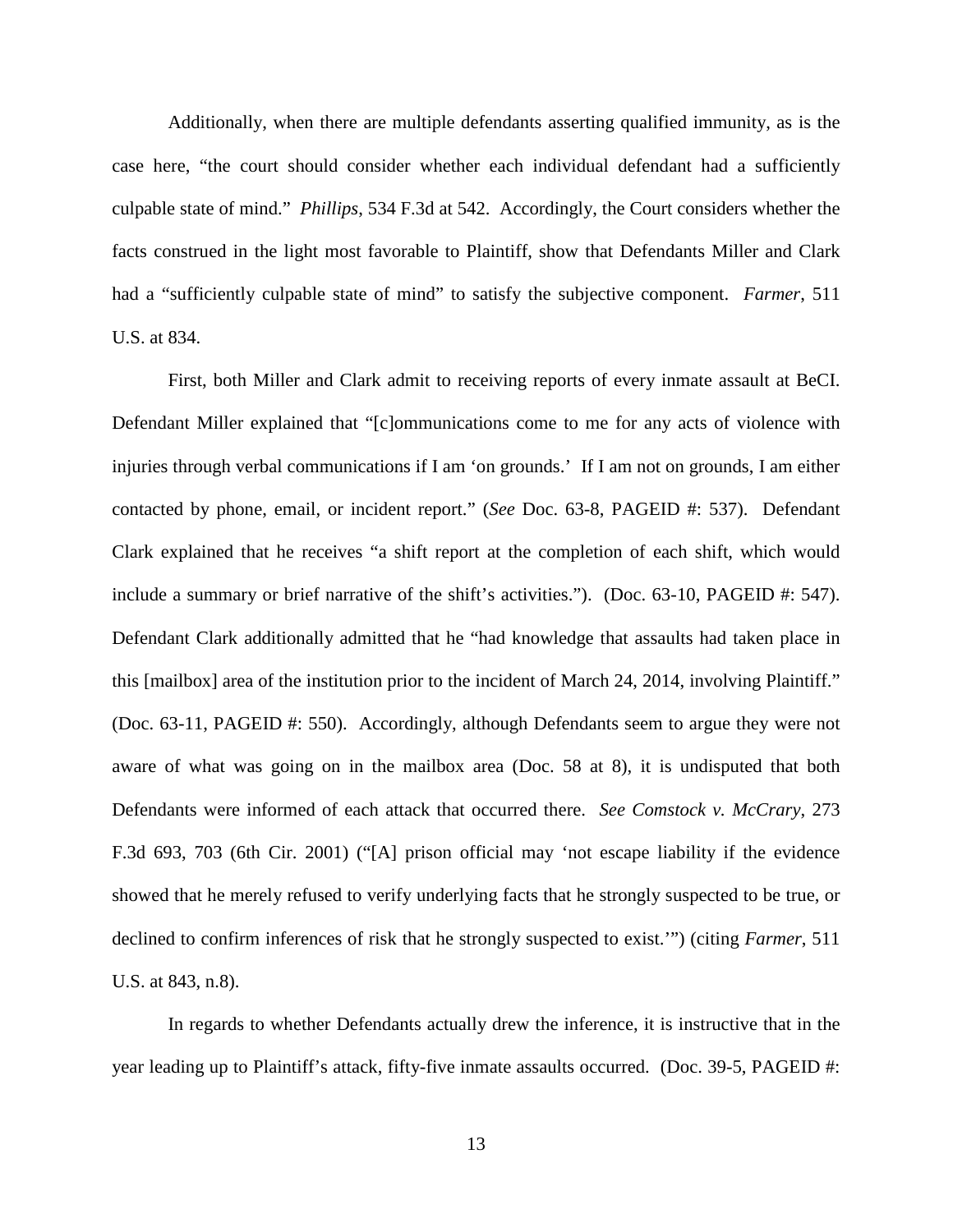Additionally, when there are multiple defendants asserting qualified immunity, as is the case here, "the court should consider whether each individual defendant had a sufficiently culpable state of mind." *Phillips*, 534 F.3d at 542. Accordingly, the Court considers whether the facts construed in the light most favorable to Plaintiff, show that Defendants Miller and Clark had a "sufficiently culpable state of mind" to satisfy the subjective component. *Farmer*, 511 U.S. at 834.

First, both Miller and Clark admit to receiving reports of every inmate assault at BeCI. Defendant Miller explained that "[c]ommunications come to me for any acts of violence with injuries through verbal communications if I am 'on grounds.' If I am not on grounds, I am either contacted by phone, email, or incident report." (*See* Doc. 63-8, PAGEID #: 537). Defendant Clark explained that he receives "a shift report at the completion of each shift, which would include a summary or brief narrative of the shift's activities."). (Doc. 63-10, PAGEID #: 547). Defendant Clark additionally admitted that he "had knowledge that assaults had taken place in this [mailbox] area of the institution prior to the incident of March 24, 2014, involving Plaintiff." (Doc. 63-11, PAGEID #: 550). Accordingly, although Defendants seem to argue they were not aware of what was going on in the mailbox area (Doc. 58 at 8), it is undisputed that both Defendants were informed of each attack that occurred there. *See Comstock v. McCrary*, 273 F.3d 693, 703 (6th Cir. 2001) ("[A] prison official may 'not escape liability if the evidence showed that he merely refused to verify underlying facts that he strongly suspected to be true, or declined to confirm inferences of risk that he strongly suspected to exist.'") (citing *Farmer*, 511 U.S. at 843, n.8).

In regards to whether Defendants actually drew the inference, it is instructive that in the year leading up to Plaintiff's attack, fifty-five inmate assaults occurred. (Doc. 39-5, PAGEID #: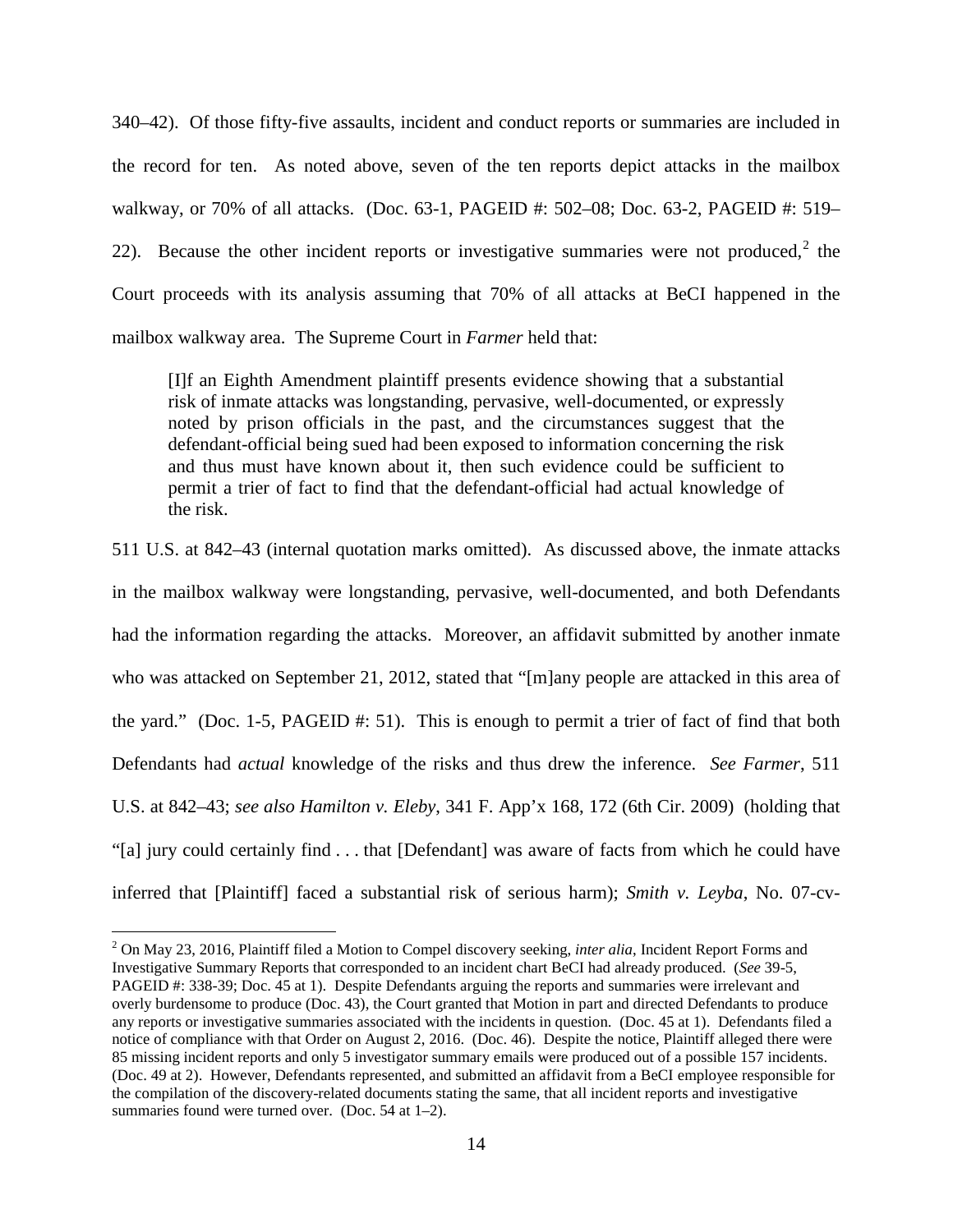340–42). Of those fifty-five assaults, incident and conduct reports or summaries are included in the record for ten. As noted above, seven of the ten reports depict attacks in the mailbox walkway, or 70% of all attacks. (Doc. 63-1, PAGEID #: 502–08; Doc. 63-2, PAGEID #: 519–22). Because the other incident reports or investigative summaries were not produced,[2] the Court proceeds with its analysis assuming that 70% of all attacks at BeCI happened in the mailbox walkway area. The Supreme Court in *Farmer* held that:

> [I]f an Eighth Amendment plaintiff presents evidence showing that a substantial risk of inmate attacks was longstanding, pervasive, well-documented, or expressly noted by prison officials in the past, and the circumstances suggest that the defendant-official being sued had been exposed to information concerning the risk and thus must have known about it, then such evidence could be sufficient to permit a trier of fact to find that the defendant-official had actual knowledge of the risk.

511 U.S. at 842–43 (internal quotation marks omitted). As discussed above, the inmate attacks in the mailbox walkway were longstanding, pervasive, well-documented, and both Defendants had the information regarding the attacks. Moreover, an affidavit submitted by another inmate who was attacked on September 21, 2012, stated that "[m]any people are attacked in this area of the yard." (Doc. 1-5, PAGEID #: 51). This is enough to permit a trier of fact of find that both Defendants had *actual* knowledge of the risks and thus drew the inference. *See Farmer*, 511 U.S. at 842–43; *see also Hamilton v. Eleby*, 341 F. App'x 168, 172 (6th Cir. 2009) (holding that "[a] jury could certainly find . . . that [Defendant] was aware of facts from which he could have inferred that [Plaintiff] faced a substantial risk of serious harm); *Smith v. Leyba*, No. 07-cv-

---

[2] On May 23, 2016, Plaintiff filed a Motion to Compel discovery seeking, *inter alia*, Incident Report Forms and Investigative Summary Reports that corresponded to an incident chart BeCI had already produced. (*See* 39-5, PAGEID #: 338-39; Doc. 45 at 1). Despite Defendants arguing the reports and summaries were irrelevant and overly burdensome to produce (Doc. 43), the Court granted that Motion in part and directed Defendants to produce any reports or investigative summaries associated with the incidents in question. (Doc. 45 at 1). Defendants filed a notice of compliance with that Order on August 2, 2016. (Doc. 46). Despite the notice, Plaintiff alleged there were 85 missing incident reports and only 5 investigator summary emails were produced out of a possible 157 incidents. (Doc. 49 at 2). However, Defendants represented, and submitted an affidavit from a BeCI employee responsible for the compilation of the discovery-related documents stating the same, that all incident reports and investigative summaries found were turned over. (Doc. 54 at 1–2).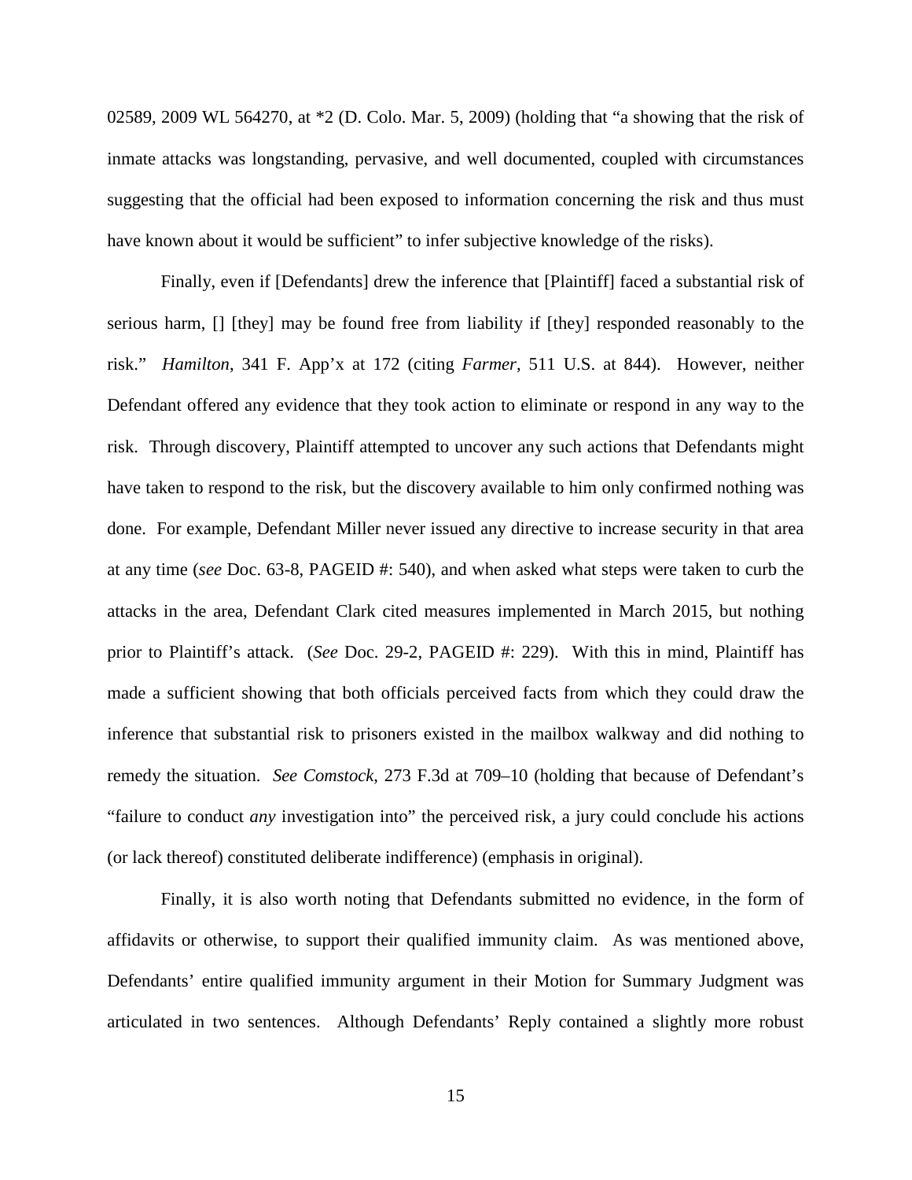02589, 2009 WL 564270, at *2 (D. Colo. Mar. 5, 2009) (holding that "a showing that the risk of inmate attacks was longstanding, pervasive, and well documented, coupled with circumstances suggesting that the official had been exposed to information concerning the risk and thus must have known about it would be sufficient" to infer subjective knowledge of the risks).

Finally, even if [Defendants] drew the inference that [Plaintiff] faced a substantial risk of serious harm, [] [they] may be found free from liability if [they] responded reasonably to the risk." *Hamilton*, 341 F. App'x at 172 (citing *Farmer*, 511 U.S. at 844). However, neither Defendant offered any evidence that they took action to eliminate or respond in any way to the risk. Through discovery, Plaintiff attempted to uncover any such actions that Defendants might have taken to respond to the risk, but the discovery available to him only confirmed nothing was done. For example, Defendant Miller never issued any directive to increase security in that area at any time (*see* Doc. 63-8, PAGEID #: 540), and when asked what steps were taken to curb the attacks in the area, Defendant Clark cited measures implemented in March 2015, but nothing prior to Plaintiff's attack. (*See* Doc. 29-2, PAGEID #: 229). With this in mind, Plaintiff has made a sufficient showing that both officials perceived facts from which they could draw the inference that substantial risk to prisoners existed in the mailbox walkway and did nothing to remedy the situation. *See Comstock*, 273 F.3d at 709–10 (holding that because of Defendant's "failure to conduct *any* investigation into" the perceived risk, a jury could conclude his actions (or lack thereof) constituted deliberate indifference) (emphasis in original).

Finally, it is also worth noting that Defendants submitted no evidence, in the form of affidavits or otherwise, to support their qualified immunity claim. As was mentioned above, Defendants' entire qualified immunity argument in their Motion for Summary Judgment was articulated in two sentences. Although Defendants' Reply contained a slightly more robust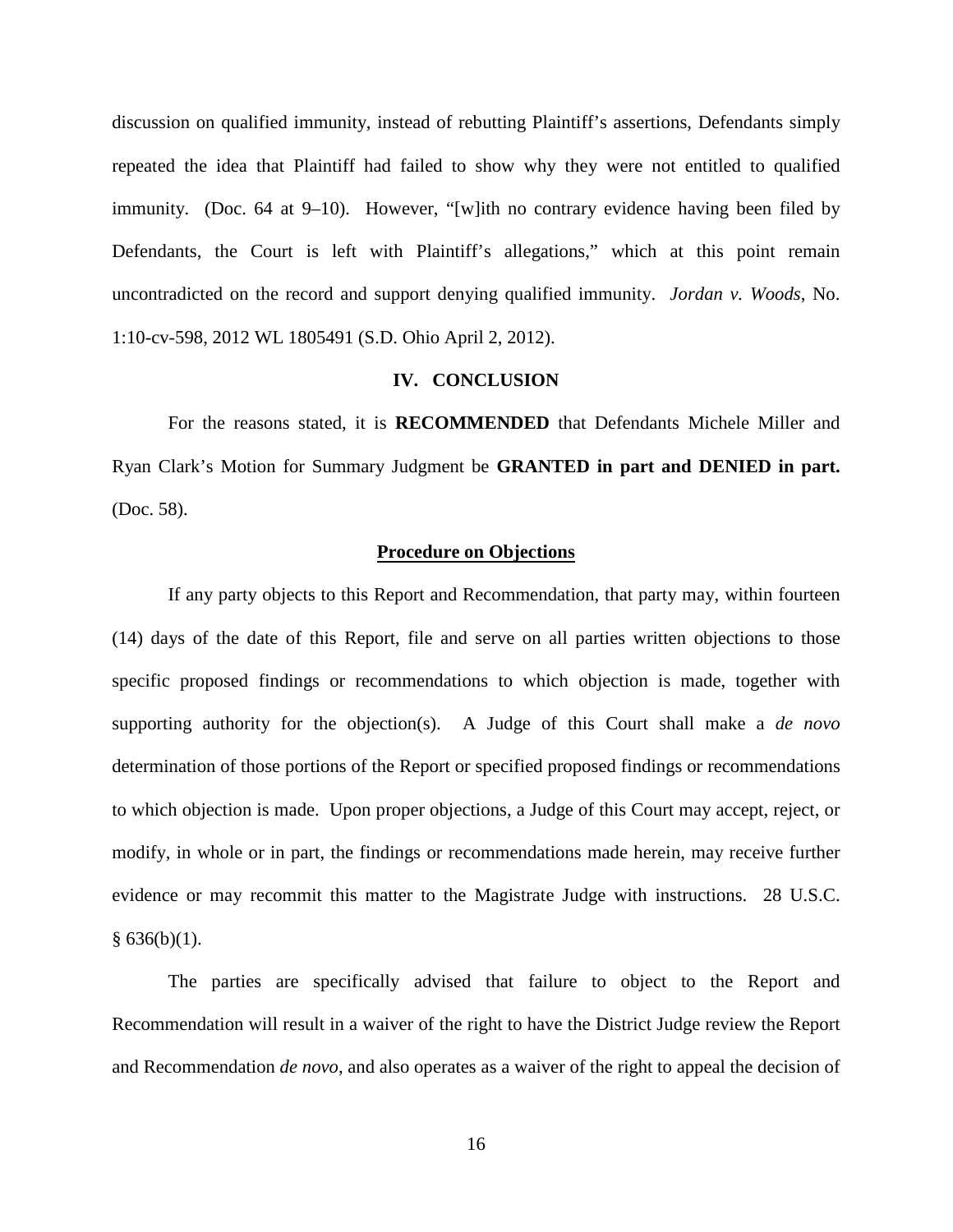discussion on qualified immunity, instead of rebutting Plaintiff's assertions, Defendants simply repeated the idea that Plaintiff had failed to show why they were not entitled to qualified immunity. (Doc. 64 at 9–10). However, "[w]ith no contrary evidence having been filed by Defendants, the Court is left with Plaintiff's allegations," which at this point remain uncontradicted on the record and support denying qualified immunity. *Jordan v. Woods*, No. 1:10-cv-598, 2012 WL 1805491 (S.D. Ohio April 2, 2012).

## IV. CONCLUSION

For the reasons stated, it is **RECOMMENDED** that Defendants Michele Miller and Ryan Clark's Motion for Summary Judgment be **GRANTED in part and DENIED in part.** (Doc. 58).

## Procedure on Objections

If any party objects to this Report and Recommendation, that party may, within fourteen (14) days of the date of this Report, file and serve on all parties written objections to those specific proposed findings or recommendations to which objection is made, together with supporting authority for the objection(s). A Judge of this Court shall make a *de novo* determination of those portions of the Report or specified proposed findings or recommendations to which objection is made. Upon proper objections, a Judge of this Court may accept, reject, or modify, in whole or in part, the findings or recommendations made herein, may receive further evidence or may recommit this matter to the Magistrate Judge with instructions. 28 U.S.C. § 636(b)(1).

The parties are specifically advised that failure to object to the Report and Recommendation will result in a waiver of the right to have the District Judge review the Report and Recommendation *de novo*, and also operates as a waiver of the right to appeal the decision of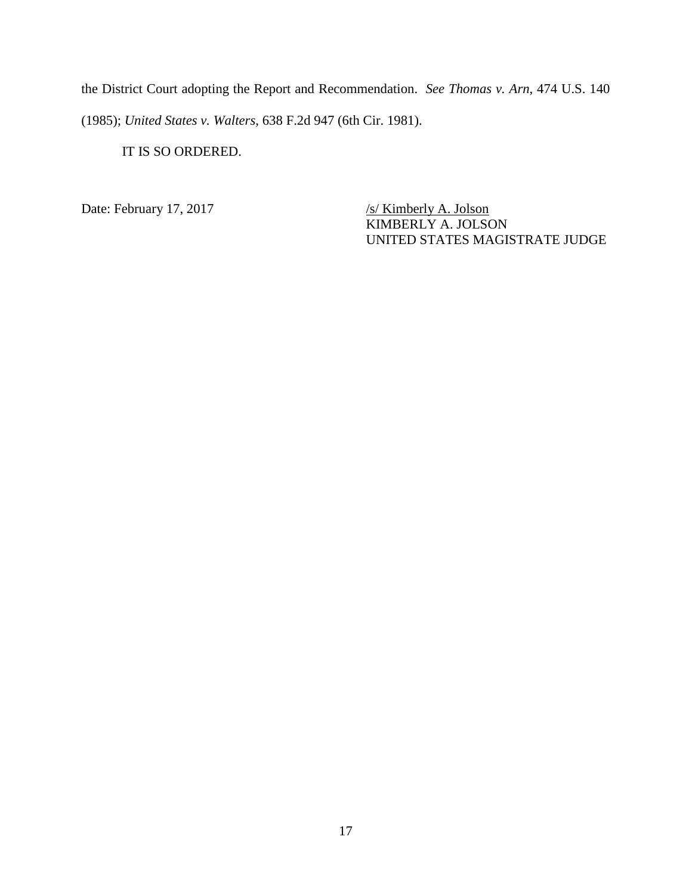the District Court adopting the Report and Recommendation. *See Thomas v. Arn*, 474 U.S. 140 (1985); *United States v. Walters*, 638 F.2d 947 (6th Cir. 1981).

IT IS SO ORDERED.

Date: February 17, 2017

/s/ Kimberly A. Jolson
KIMBERLY A. JOLSON
UNITED STATES MAGISTRATE JUDGE